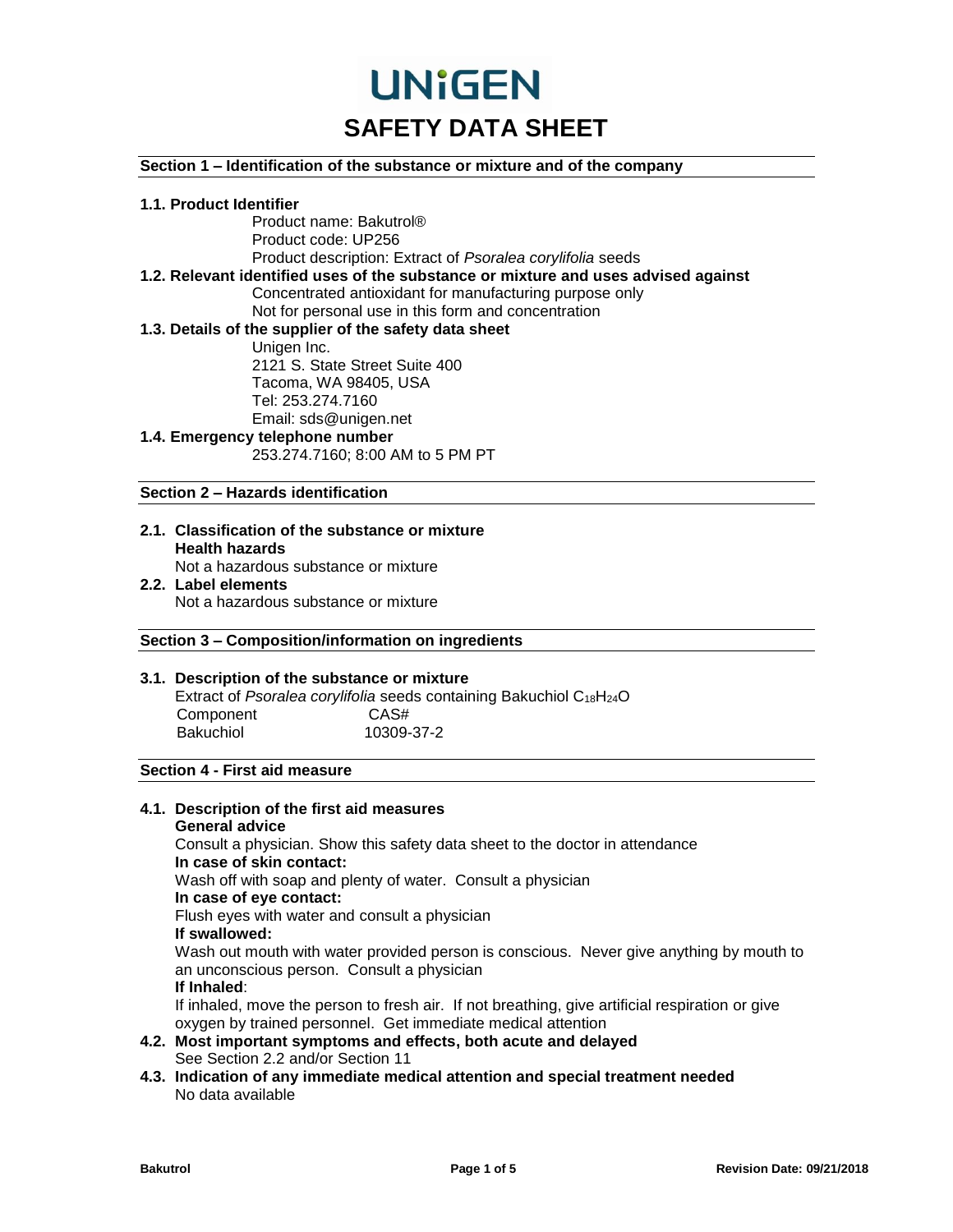# UNiGEN

# SAFETY DATA SHEET

## Section 1 – Identification of the substance or mixture and of the company

### 1.1. Product Identifier

Product name: Bakutrol®
Product code: UP256
Product description: Extract of *Psoralea corylifolia* seeds

### 1.2. Relevant identified uses of the substance or mixture and uses advised against

Concentrated antioxidant for manufacturing purpose only
Not for personal use in this form and concentration

### 1.3. Details of the supplier of the safety data sheet

Unigen Inc.
2121 S. State Street Suite 400
Tacoma, WA 98405, USA
Tel: 253.274.7160
Email: sds@unigen.net

### 1.4. Emergency telephone number

253.274.7160; 8:00 AM to 5 PM PT

## Section 2 – Hazards identification

### 2.1. Classification of the substance or mixture

**Health hazards**

Not a hazardous substance or mixture

### 2.2. Label elements

Not a hazardous substance or mixture

## Section 3 – Composition/information on ingredients

### 3.1. Description of the substance or mixture

Extract of *Psoralea corylifolia* seeds containing Bakuchiol $C_{18}H_{24}O$

| Component | CAS# |
| --- | --- |
| Bakuchiol | 10309-37-2 |

## Section 4 - First aid measure

### 4.1. Description of the first aid measures

**General advice**

Consult a physician. Show this safety data sheet to the doctor in attendance

**In case of skin contact:**

Wash off with soap and plenty of water. Consult a physician

**In case of eye contact:**

Flush eyes with water and consult a physician

**If swallowed:**

Wash out mouth with water provided person is conscious. Never give anything by mouth to an unconscious person. Consult a physician

**If Inhaled**:

If inhaled, move the person to fresh air. If not breathing, give artificial respiration or give oxygen by trained personnel. Get immediate medical attention

### 4.2. Most important symptoms and effects, both acute and delayed

See Section 2.2 and/or Section 11

### 4.3. Indication of any immediate medical attention and special treatment needed

No data available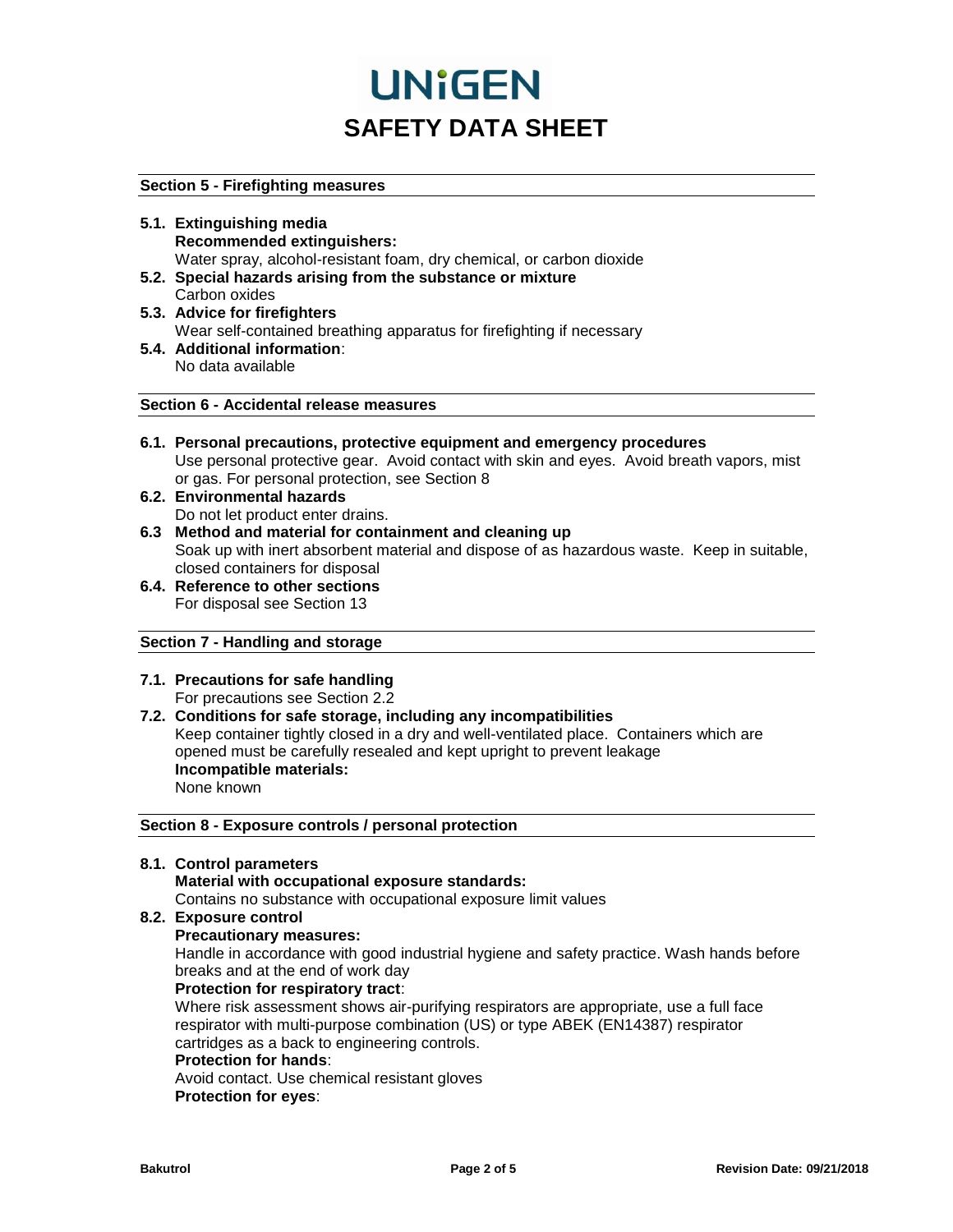## Section 5 - Firefighting measures

**5.1. Extinguishing media**
**Recommended extinguishers:**
Water spray, alcohol-resistant foam, dry chemical, or carbon dioxide

**5.2. Special hazards arising from the substance or mixture**
Carbon oxides

**5.3. Advice for firefighters**
Wear self-contained breathing apparatus for firefighting if necessary

**5.4. Additional information**:
No data available

## Section 6 - Accidental release measures

**6.1. Personal precautions, protective equipment and emergency procedures**
Use personal protective gear. Avoid contact with skin and eyes. Avoid breath vapors, mist or gas. For personal protection, see Section 8

**6.2. Environmental hazards**
Do not let product enter drains.

**6.3 Method and material for containment and cleaning up**
Soak up with inert absorbent material and dispose of as hazardous waste. Keep in suitable, closed containers for disposal

**6.4. Reference to other sections**
For disposal see Section 13

## Section 7 - Handling and storage

**7.1. Precautions for safe handling**
For precautions see Section 2.2

**7.2. Conditions for safe storage, including any incompatibilities**
Keep container tightly closed in a dry and well-ventilated place. Containers which are opened must be carefully resealed and kept upright to prevent leakage
**Incompatible materials:**
None known

## Section 8 - Exposure controls / personal protection

**8.1. Control parameters**
**Material with occupational exposure standards:**
Contains no substance with occupational exposure limit values

**8.2. Exposure control**
**Precautionary measures:**
Handle in accordance with good industrial hygiene and safety practice. Wash hands before breaks and at the end of work day
**Protection for respiratory tract**:
Where risk assessment shows air-purifying respirators are appropriate, use a full face respirator with multi-purpose combination (US) or type ABEK (EN14387) respirator cartridges as a back to engineering controls.
**Protection for hands**:
Avoid contact. Use chemical resistant gloves
**Protection for eyes**: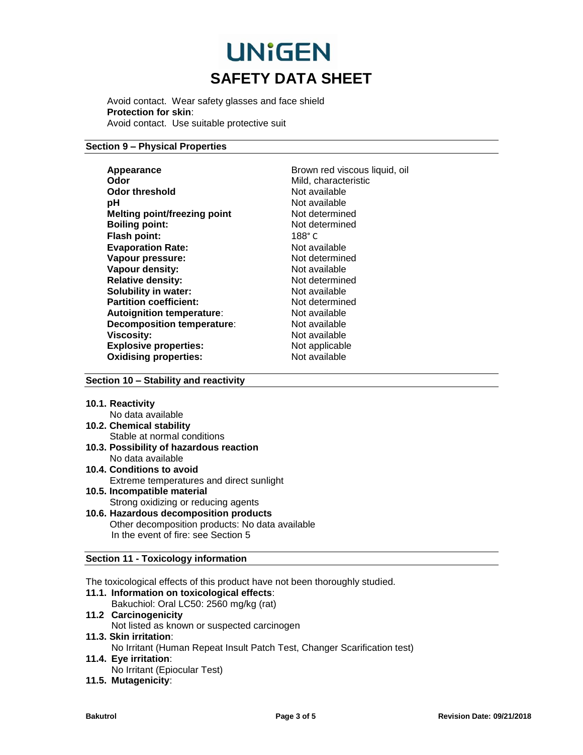Avoid contact. Wear safety glasses and face shield

**Protection for skin**:

Avoid contact. Use suitable protective suit

## Section 9 – Physical Properties

| | |
|---|---|
| **Appearance** | Brown red viscous liquid, oil |
| **Odor** | Mild, characteristic |
| **Odor threshold** | Not available |
| **pH** | Not available |
| **Melting point/freezing point** | Not determined |
| **Boiling point:** | Not determined |
| **Flash point:** | 188° C |
| **Evaporation Rate:** | Not available |
| **Vapour pressure:** | Not determined |
| **Vapour density:** | Not available |
| **Relative density:** | Not determined |
| **Solubility in water:** | Not available |
| **Partition coefficient:** | Not determined |
| **Autoignition temperature**: | Not available |
| **Decomposition temperature**: | Not available |
| **Viscosity:** | Not available |
| **Explosive properties:** | Not applicable |
| **Oxidising properties:** | Not available |

## Section 10 – Stability and reactivity

**10.1. Reactivity**
No data available

**10.2. Chemical stability**
Stable at normal conditions

**10.3. Possibility of hazardous reaction**
No data available

**10.4. Conditions to avoid**
Extreme temperatures and direct sunlight

**10.5. Incompatible material**
Strong oxidizing or reducing agents

**10.6. Hazardous decomposition products**
Other decomposition products: No data available
In the event of fire: see Section 5

## Section 11 - Toxicology information

The toxicological effects of this product have not been thoroughly studied.

**11.1. Information on toxicological effects**:
Bakuchiol: Oral LC50: 2560 mg/kg (rat)

**11.2 Carcinogenicity**
Not listed as known or suspected carcinogen

**11.3. Skin irritation**:
No Irritant (Human Repeat Insult Patch Test, Changer Scarification test)

**11.4. Eye irritation**:
No Irritant (Epiocular Test)

**11.5. Mutagenicity**: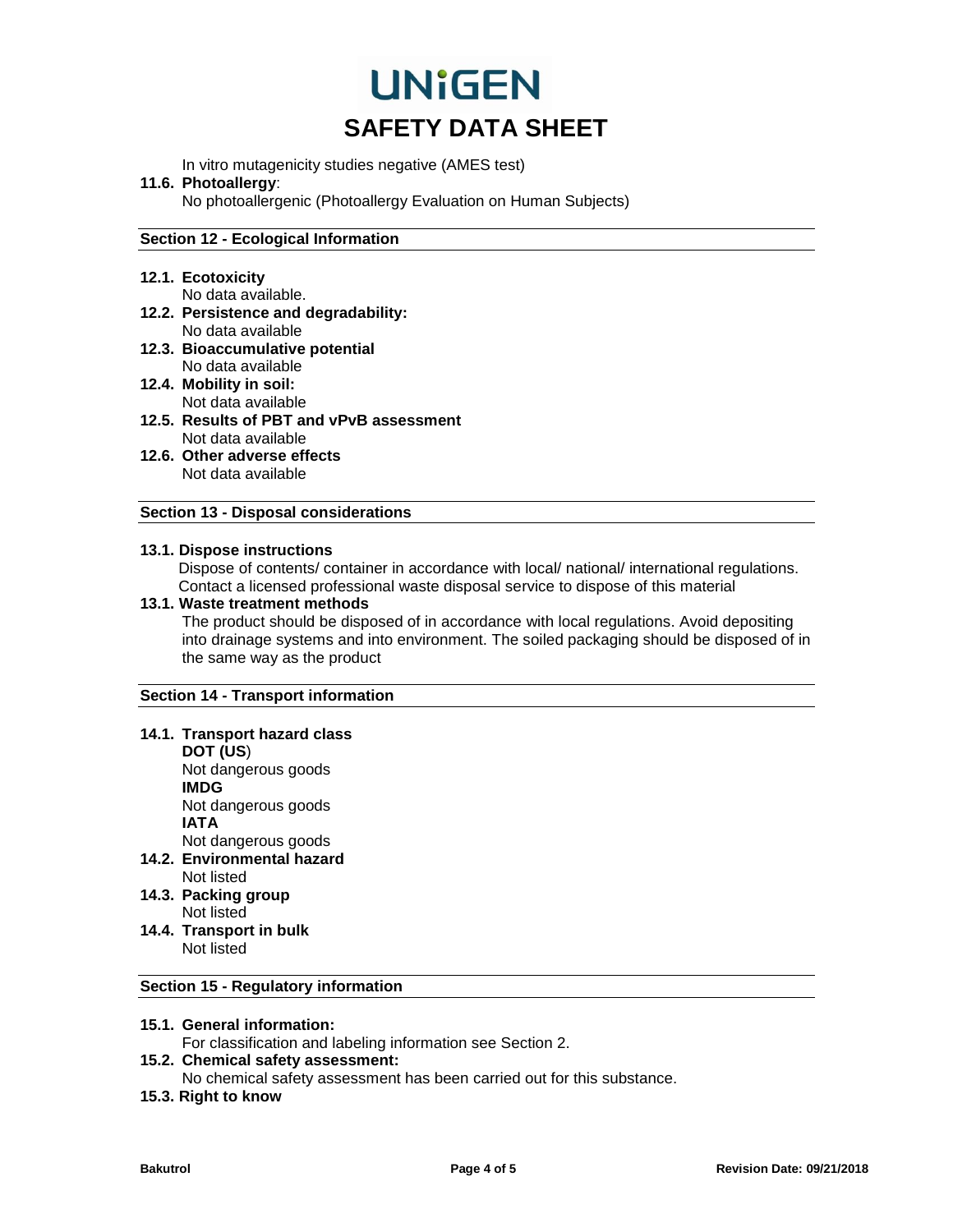In vitro mutagenicity studies negative (AMES test)

**11.6. Photoallergy**:

No photoallergenic (Photoallergy Evaluation on Human Subjects)

## Section 12 - Ecological Information

**12.1. Ecotoxicity**

No data available.

**12.2. Persistence and degradability:**

No data available

**12.3. Bioaccumulative potential**

No data available

**12.4. Mobility in soil:**

Not data available

**12.5. Results of PBT and vPvB assessment**

Not data available

**12.6. Other adverse effects**

Not data available

## Section 13 - Disposal considerations

**13.1. Dispose instructions**

Dispose of contents/ container in accordance with local/ national/ international regulations. Contact a licensed professional waste disposal service to dispose of this material

**13.1. Waste treatment methods**

The product should be disposed of in accordance with local regulations. Avoid depositing into drainage systems and into environment. The soiled packaging should be disposed of in the same way as the product

## Section 14 - Transport information

**14.1. Transport hazard class**

**DOT (US**)

Not dangerous goods

**IMDG**

Not dangerous goods

**IATA**

Not dangerous goods

**14.2. Environmental hazard**

Not listed

**14.3. Packing group**

Not listed

**14.4. Transport in bulk**

Not listed

## Section 15 - Regulatory information

**15.1. General information:**

For classification and labeling information see Section 2.

**15.2. Chemical safety assessment:**

No chemical safety assessment has been carried out for this substance.

**15.3. Right to know**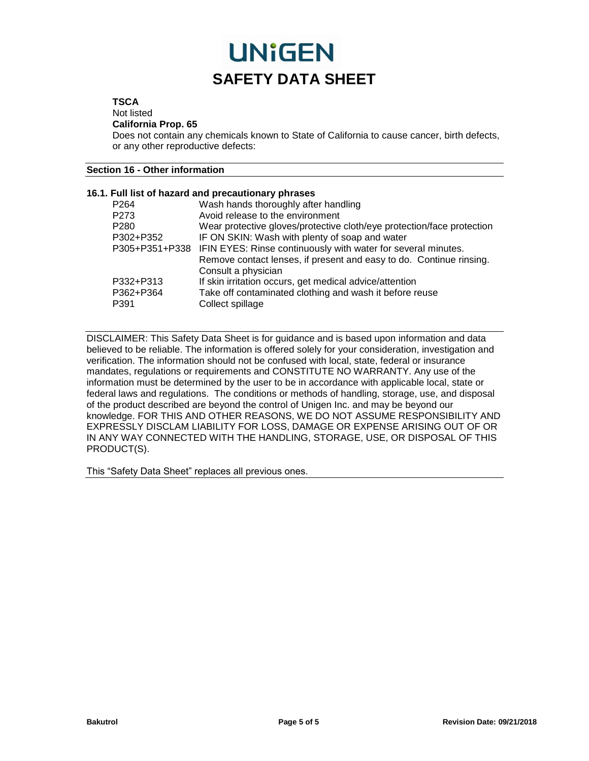**TSCA**

Not listed

**California Prop. 65**

Does not contain any chemicals known to State of California to cause cancer, birth defects, or any other reproductive defects:

## Section 16 - Other information

### 16.1. Full list of hazard and precautionary phrases

| | |
|---|---|
| P264 | Wash hands thoroughly after handling |
| P273 | Avoid release to the environment |
| P280 | Wear protective gloves/protective cloth/eye protection/face protection |
| P302+P352 | IF ON SKIN: Wash with plenty of soap and water |
| P305+P351+P338 | IFIN EYES: Rinse continuously with water for several minutes. Remove contact lenses, if present and easy to do. Continue rinsing. Consult a physician |
| P332+P313 | If skin irritation occurs, get medical advice/attention |
| P362+P364 | Take off contaminated clothing and wash it before reuse |
| P391 | Collect spillage |

DISCLAIMER: This Safety Data Sheet is for guidance and is based upon information and data believed to be reliable. The information is offered solely for your consideration, investigation and verification. The information should not be confused with local, state, federal or insurance mandates, regulations or requirements and CONSTITUTE NO WARRANTY. Any use of the information must be determined by the user to be in accordance with applicable local, state or federal laws and regulations. The conditions or methods of handling, storage, use, and disposal of the product described are beyond the control of Unigen Inc. and may be beyond our knowledge. FOR THIS AND OTHER REASONS, WE DO NOT ASSUME RESPONSIBILITY AND EXPRESSLY DISCLAM LIABILITY FOR LOSS, DAMAGE OR EXPENSE ARISING OUT OF OR IN ANY WAY CONNECTED WITH THE HANDLING, STORAGE, USE, OR DISPOSAL OF THIS PRODUCT(S).

This "Safety Data Sheet" replaces all previous ones.